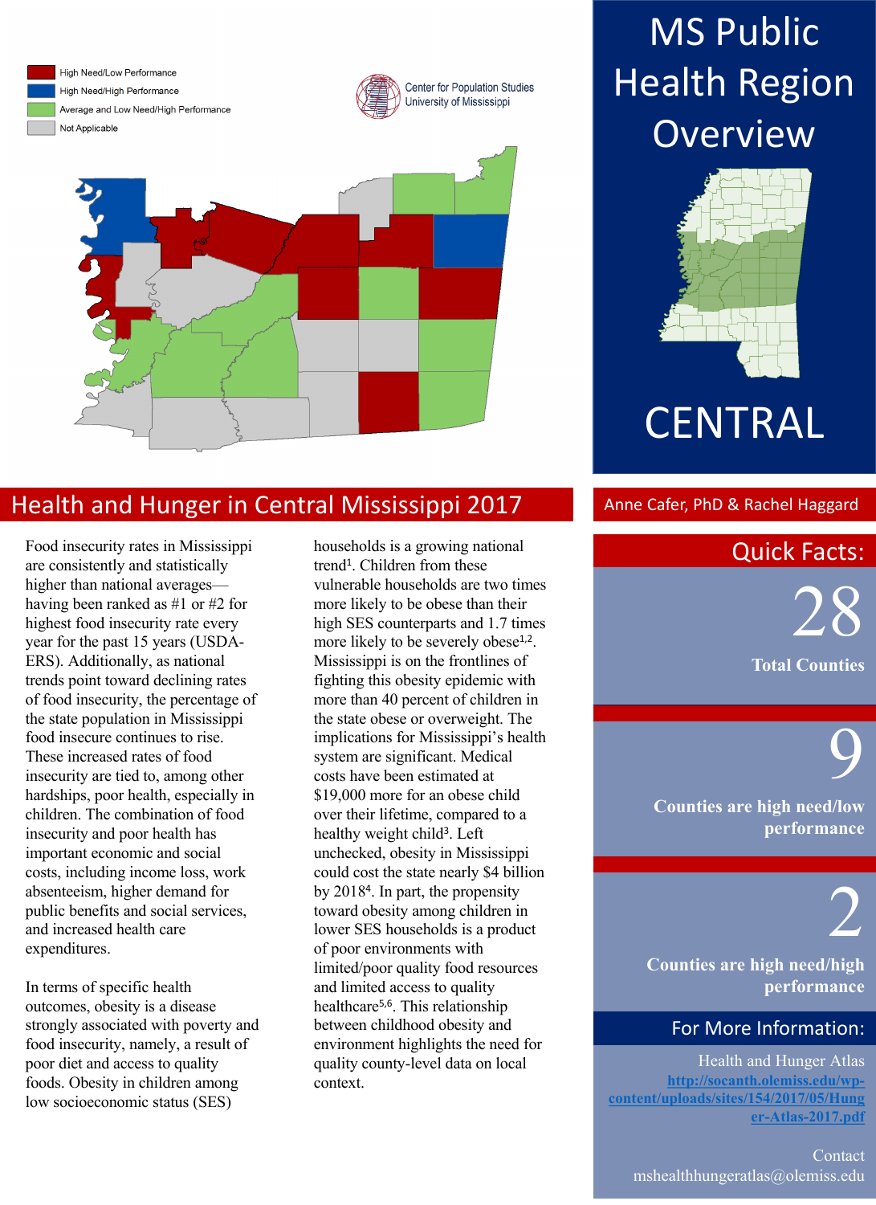# MS Public Health Region Overview

# CENTRAL

- High Need/Low Performance
- High Need/High Performance
- Average and Low Need/High Performance
- Not Applicable

Center for Population Studies
University of Mississippi

## Health and Hunger in Central Mississippi 2017

Anne Cafer, PhD & Rachel Haggard

Food insecurity rates in Mississippi are consistently and statistically higher than national averages—having been ranked as #1 or #2 for highest food insecurity rate every year for the past 15 years (USDA-ERS). Additionally, as national trends point toward declining rates of food insecurity, the percentage of the state population in Mississippi food insecure continues to rise. These increased rates of food insecurity are tied to, among other hardships, poor health, especially in children. The combination of food insecurity and poor health has important economic and social costs, including income loss, work absenteeism, higher demand for public benefits and social services, and increased health care expenditures.

In terms of specific health outcomes, obesity is a disease strongly associated with poverty and food insecurity, namely, a result of poor diet and access to quality foods. Obesity in children among low socioeconomic status (SES) households is a growing national trend[1]. Children from these vulnerable households are two times more likely to be obese than their high SES counterparts and 1.7 times more likely to be severely obese[1,2]. Mississippi is on the frontlines of fighting this obesity epidemic with more than 40 percent of children in the state obese or overweight. The implications for Mississippi's health system are significant. Medical costs have been estimated at $19,000 more for an obese child over their lifetime, compared to a healthy weight child[3]. Left unchecked, obesity in Mississippi could cost the state nearly $4 billion by 2018[4]. In part, the propensity toward obesity among children in lower SES households is a product of poor environments with limited/poor quality food resources and limited access to quality healthcare[5,6]. This relationship between childhood obesity and environment highlights the need for quality county-level data on local context.

## Quick Facts:

**28**
**Total Counties**

**9**
**Counties are high need/low performance**

**2**
**Counties are high need/high performance**

## For More Information:

Health and Hunger Atlas
http://socanth.olemiss.edu/wp-content/uploads/sites/154/2017/05/Hunger-Atlas-2017.pdf

Contact
mshealthhungeratlas@olemiss.edu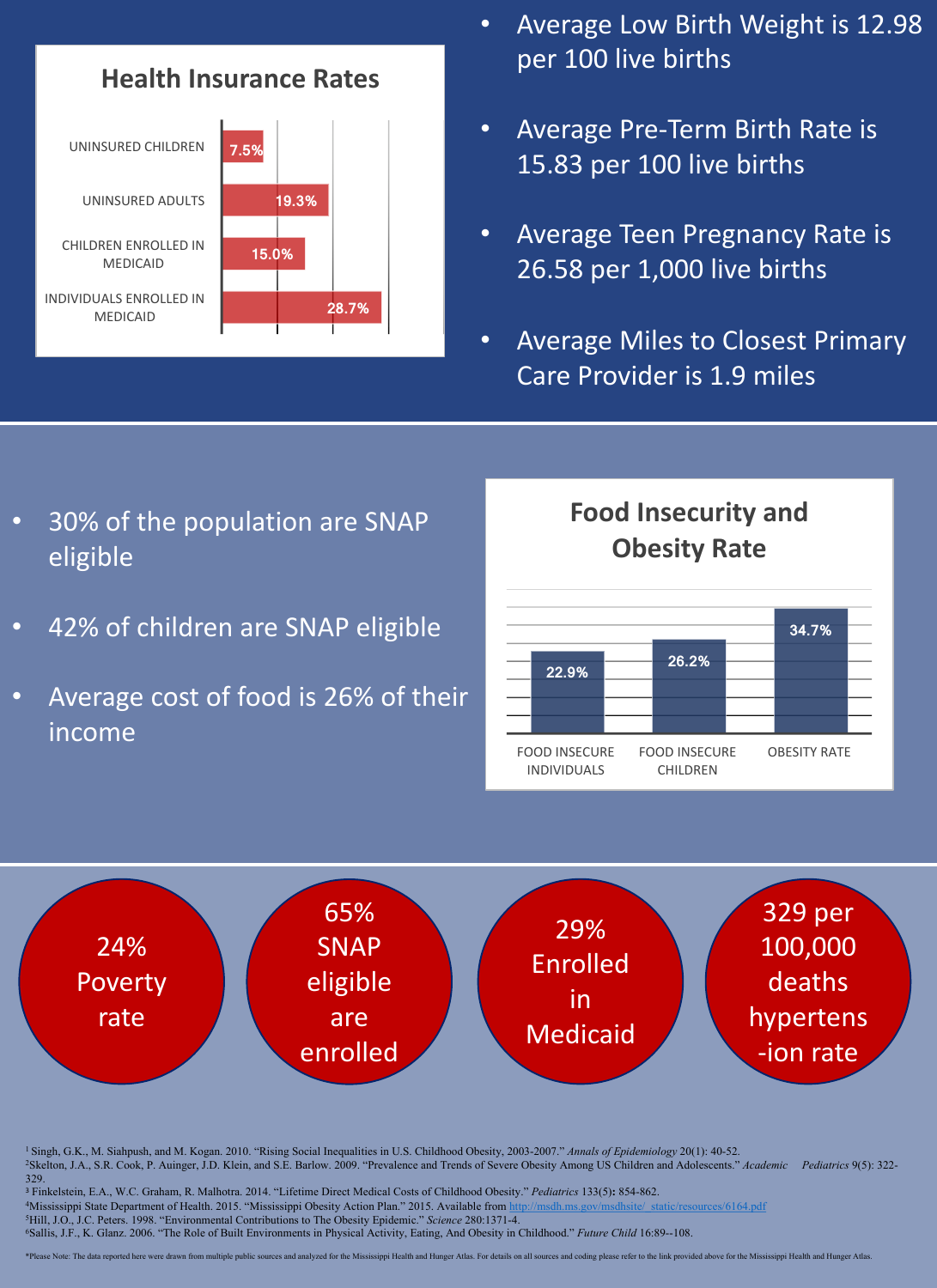## Health Insurance Rates

UNINSURED CHILDREN 7.5%
UNINSURED ADULTS 19.3%
CHILDREN ENROLLED IN MEDICAID 15.0%
INDIVIDUALS ENROLLED IN MEDICAID 28.7%

- Average Low Birth Weight is 12.98 per 100 live births
- Average Pre-Term Birth Rate is 15.83 per 100 live births
- Average Teen Pregnancy Rate is 26.58 per 1,000 live births
- Average Miles to Closest Primary Care Provider is 1.9 miles

- 30% of the population are SNAP eligible
- 42% of children are SNAP eligible
- Average cost of food is 26% of their income

## Food Insecurity and Obesity Rate

FOOD INSECURE INDIVIDUALS 22.9%
FOOD INSECURE CHILDREN 26.2%
OBESITY RATE 34.7%

24% Poverty rate

65% SNAP eligible are enrolled

29% Enrolled in Medicaid

329 per 100,000 deaths hypertens-ion rate

[1] Singh, G.K., M. Siahpush, and M. Kogan. 2010. "Rising Social Inequalities in U.S. Childhood Obesity, 2003-2007." *Annals of Epidemiology* 20(1): 40-52.
[2] Skelton, J.A., S.R. Cook, P. Auinger, J.D. Klein, and S.E. Barlow. 2009. "Prevalence and Trends of Severe Obesity Among US Children and Adolescents." *Academic Pediatrics* 9(5): 322-329.
[3] Finkelstein, E.A., W.C. Graham, R. Malhotra. 2014. "Lifetime Direct Medical Costs of Childhood Obesity." *Pediatrics* 133(5): 854-862.
[4] Mississippi State Department of Health. 2015. "Mississippi Obesity Action Plan." 2015. Available from http://msdh.ms.gov/msdhsite/_static/resources/6164.pdf
[5] Hill, J.O., J.C. Peters. 1998. "Environmental Contributions to The Obesity Epidemic." *Science* 280:1371-4.
[6] Sallis, J.F., K. Glanz. 2006. "The Role of Built Environments in Physical Activity, Eating, And Obesity in Childhood." *Future Child* 16:89--108.

*Please Note: The data reported here were drawn from multiple public sources and analyzed for the Mississippi Health and Hunger Atlas. For details on all sources and coding please refer to the link provided above for the Mississippi Health and Hunger Atlas.